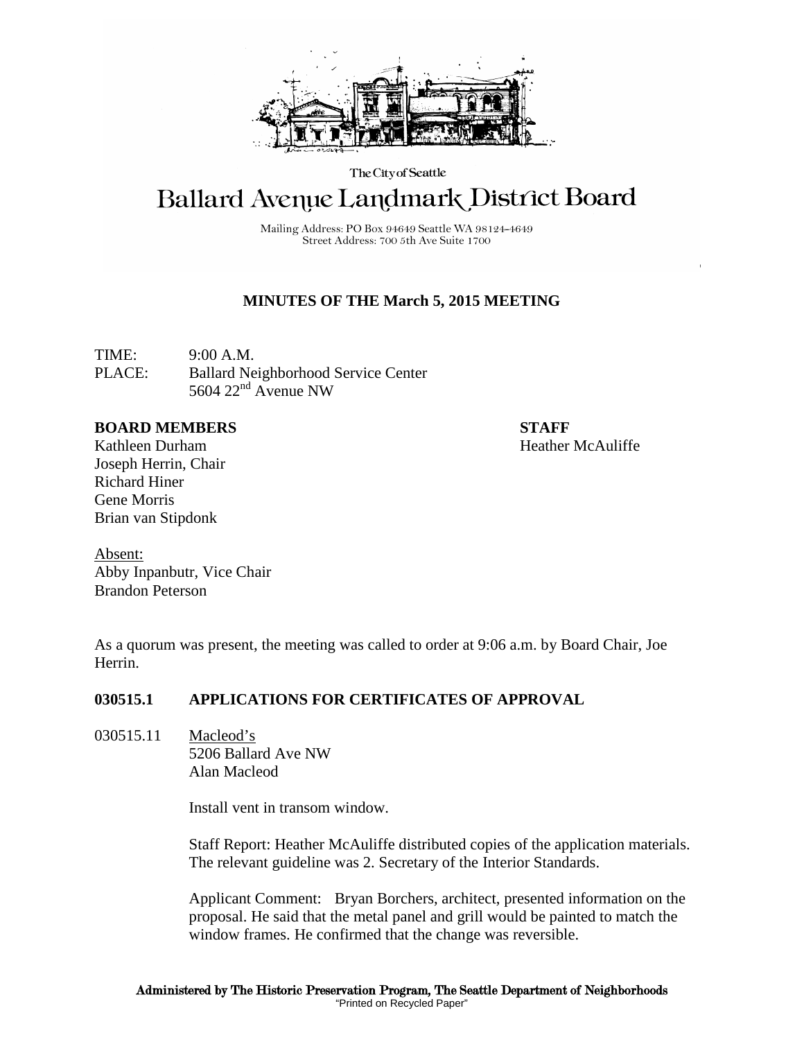The City of Seattle

# Ballard Avenue Landmark District Board

Mailing Address: PO Box 94649 Seattle WA 98124-4649
Street Address: 700 5th Ave Suite 1700

## MINUTES OF THE March 5, 2015 MEETING

TIME: 9:00 A.M.
PLACE: Ballard Neighborhood Service Center
5604 22nd Avenue NW

**BOARD MEMBERS**
Kathleen Durham
Joseph Herrin, Chair
Richard Hiner
Gene Morris
Brian van Stipdonk

**STAFF**
Heather McAuliffe

Absent:
Abby Inpanbutr, Vice Chair
Brandon Peterson

As a quorum was present, the meeting was called to order at 9:06 a.m. by Board Chair, Joe Herrin.

### 030515.1 APPLICATIONS FOR CERTIFICATES OF APPROVAL

030515.11 Macleod's
5206 Ballard Ave NW
Alan Macleod

Install vent in transom window.

Staff Report: Heather McAuliffe distributed copies of the application materials. The relevant guideline was 2. Secretary of the Interior Standards.

Applicant Comment: Bryan Borchers, architect, presented information on the proposal. He said that the metal panel and grill would be painted to match the window frames. He confirmed that the change was reversible.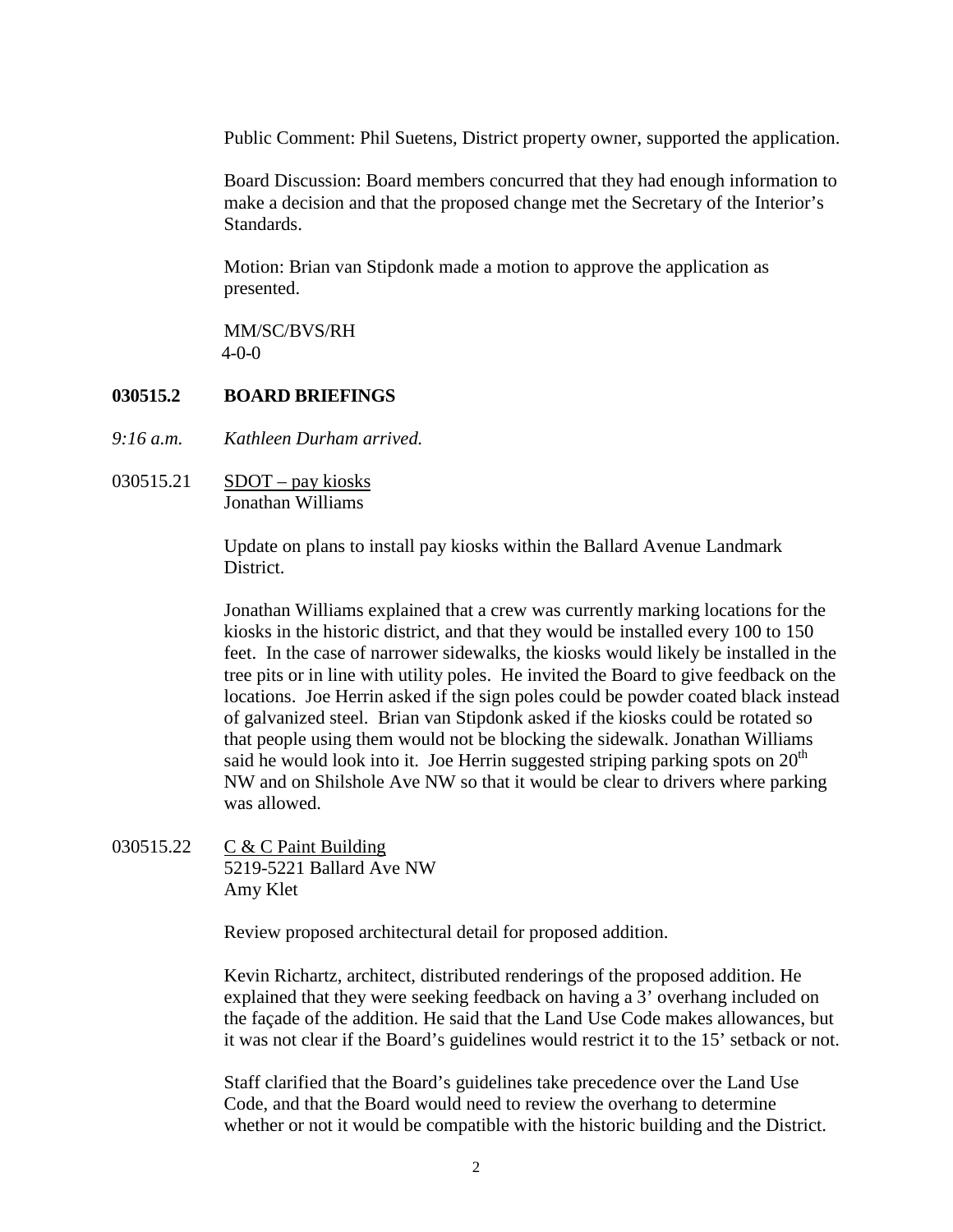Public Comment: Phil Suetens, District property owner, supported the application.

Board Discussion: Board members concurred that they had enough information to make a decision and that the proposed change met the Secretary of the Interior's Standards.

Motion: Brian van Stipdonk made a motion to approve the application as presented.

MM/SC/BVS/RH
4-0-0

**030515.2 BOARD BRIEFINGS**

*9:16 a.m. Kathleen Durham arrived.*

030515.21 SDOT – pay kiosks
Jonathan Williams

Update on plans to install pay kiosks within the Ballard Avenue Landmark District.

Jonathan Williams explained that a crew was currently marking locations for the kiosks in the historic district, and that they would be installed every 100 to 150 feet. In the case of narrower sidewalks, the kiosks would likely be installed in the tree pits or in line with utility poles. He invited the Board to give feedback on the locations. Joe Herrin asked if the sign poles could be powder coated black instead of galvanized steel. Brian van Stipdonk asked if the kiosks could be rotated so that people using them would not be blocking the sidewalk. Jonathan Williams said he would look into it. Joe Herrin suggested striping parking spots on 20th NW and on Shilshole Ave NW so that it would be clear to drivers where parking was allowed.

030515.22 C & C Paint Building
5219-5221 Ballard Ave NW
Amy Klet

Review proposed architectural detail for proposed addition.

Kevin Richartz, architect, distributed renderings of the proposed addition. He explained that they were seeking feedback on having a 3' overhang included on the façade of the addition. He said that the Land Use Code makes allowances, but it was not clear if the Board's guidelines would restrict it to the 15' setback or not.

Staff clarified that the Board's guidelines take precedence over the Land Use Code, and that the Board would need to review the overhang to determine whether or not it would be compatible with the historic building and the District.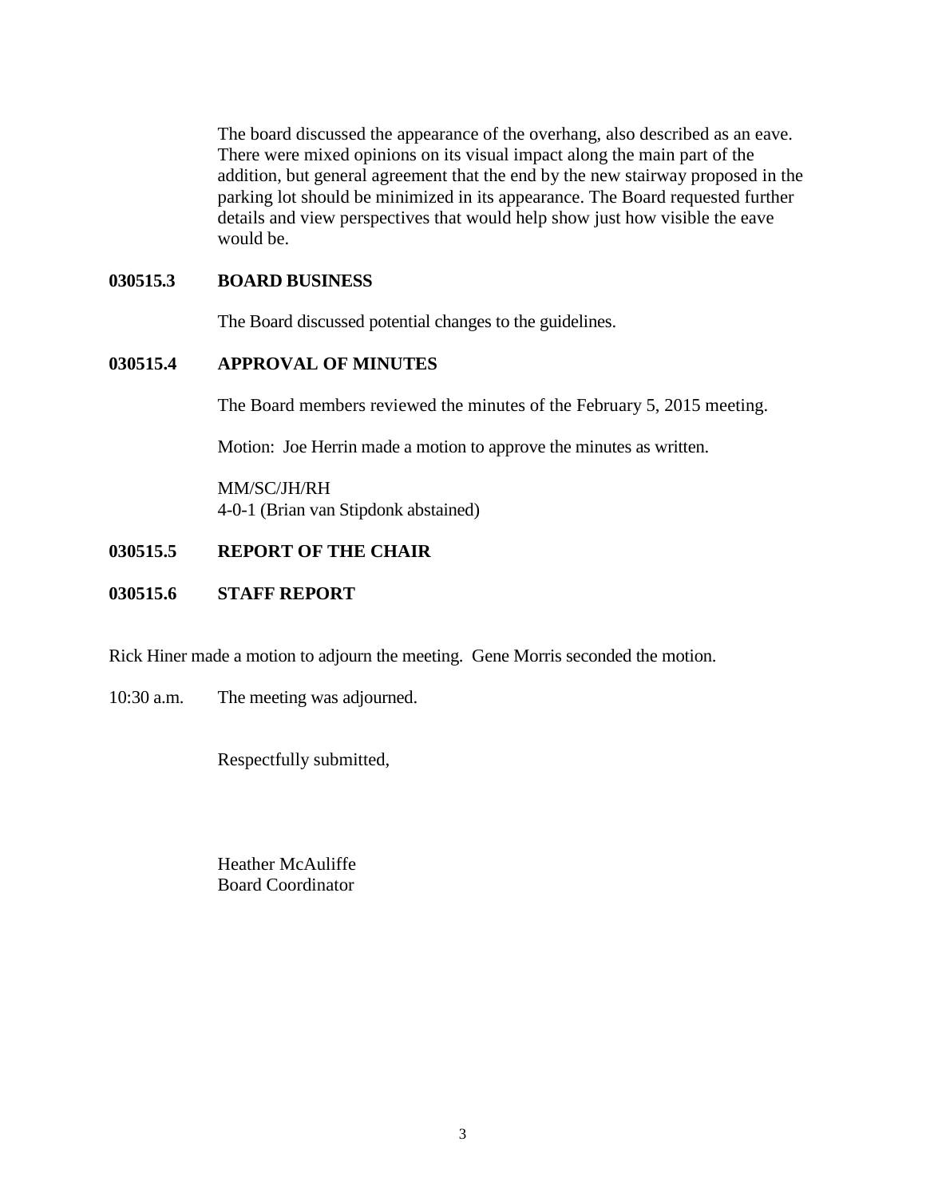The board discussed the appearance of the overhang, also described as an eave. There were mixed opinions on its visual impact along the main part of the addition, but general agreement that the end by the new stairway proposed in the parking lot should be minimized in its appearance. The Board requested further details and view perspectives that would help show just how visible the eave would be.

**030515.3 BOARD BUSINESS**

The Board discussed potential changes to the guidelines.

**030515.4 APPROVAL OF MINUTES**

The Board members reviewed the minutes of the February 5, 2015 meeting.

Motion: Joe Herrin made a motion to approve the minutes as written.

MM/SC/JH/RH
4-0-1 (Brian van Stipdonk abstained)

**030515.5 REPORT OF THE CHAIR**

**030515.6 STAFF REPORT**

Rick Hiner made a motion to adjourn the meeting. Gene Morris seconded the motion.

10:30 a.m. The meeting was adjourned.

Respectfully submitted,

Heather McAuliffe
Board Coordinator